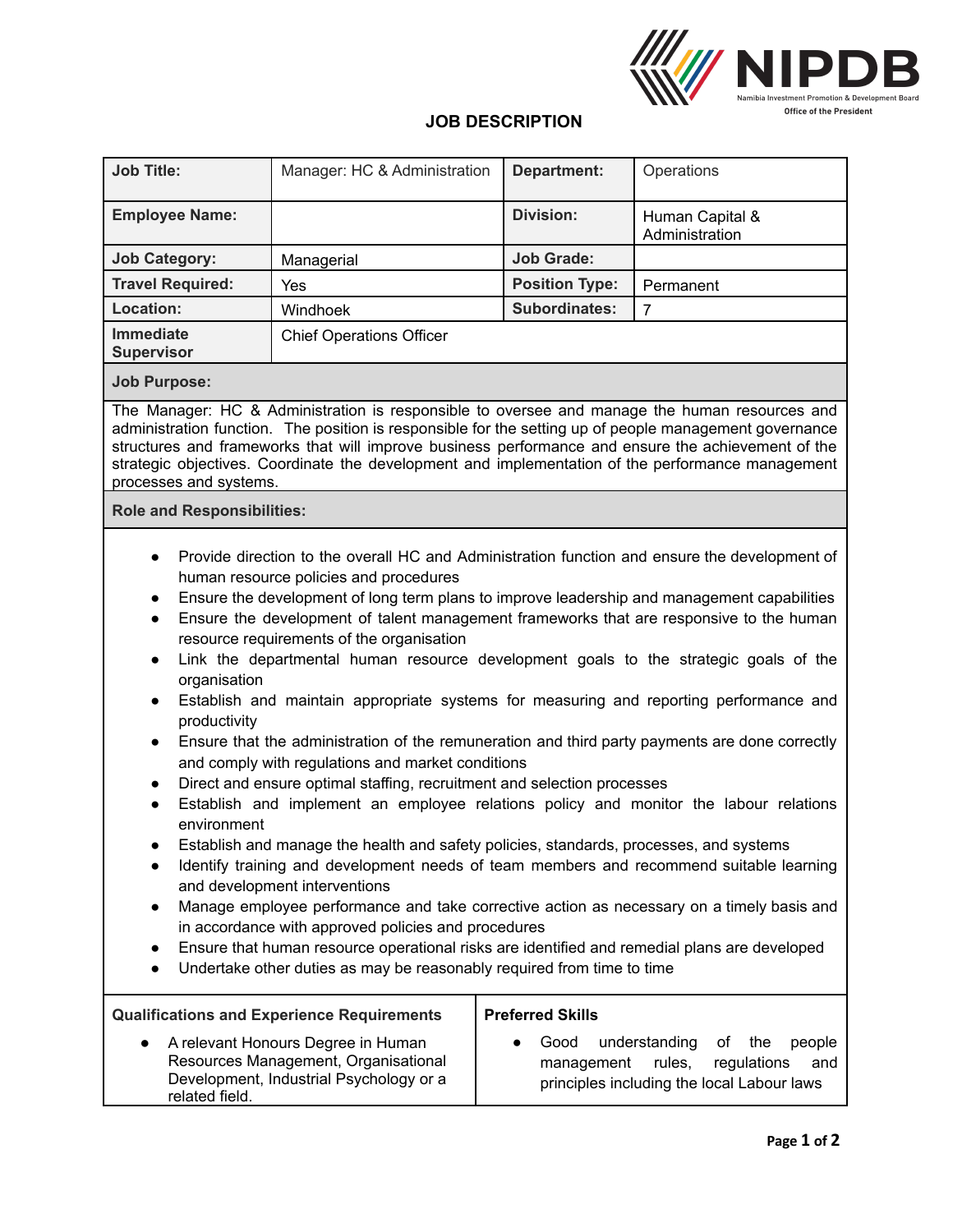NIPDB
Namibia Investment Promotion & Development Board
Office of the President

# JOB DESCRIPTION

| Job Title: | Manager: HC & Administration | Department: | Operations |
|---|---|---|---|
| Employee Name: | | Division: | Human Capital & Administration |
| Job Category: | Managerial | Job Grade: | |
| Travel Required: | Yes | Position Type: | Permanent |
| Location: | Windhoek | Subordinates: | 7 |
| Immediate Supervisor | Chief Operations Officer | | |

**Job Purpose:**

The Manager: HC & Administration is responsible to oversee and manage the human resources and administration function. The position is responsible for the setting up of people management governance structures and frameworks that will improve business performance and ensure the achievement of the strategic objectives. Coordinate the development and implementation of the performance management processes and systems.

**Role and Responsibilities:**

- Provide direction to the overall HC and Administration function and ensure the development of human resource policies and procedures
- Ensure the development of long term plans to improve leadership and management capabilities
- Ensure the development of talent management frameworks that are responsive to the human resource requirements of the organisation
- Link the departmental human resource development goals to the strategic goals of the organisation
- Establish and maintain appropriate systems for measuring and reporting performance and productivity
- Ensure that the administration of the remuneration and third party payments are done correctly and comply with regulations and market conditions
- Direct and ensure optimal staffing, recruitment and selection processes
- Establish and implement an employee relations policy and monitor the labour relations environment
- Establish and manage the health and safety policies, standards, processes, and systems
- Identify training and development needs of team members and recommend suitable learning and development interventions
- Manage employee performance and take corrective action as necessary on a timely basis and in accordance with approved policies and procedures
- Ensure that human resource operational risks are identified and remedial plans are developed
- Undertake other duties as may be reasonably required from time to time

| Qualifications and Experience Requirements | Preferred Skills |
|---|---|
| • A relevant Honours Degree in Human Resources Management, Organisational Development, Industrial Psychology or a related field. | • Good understanding of the people management rules, regulations and principles including the local Labour laws |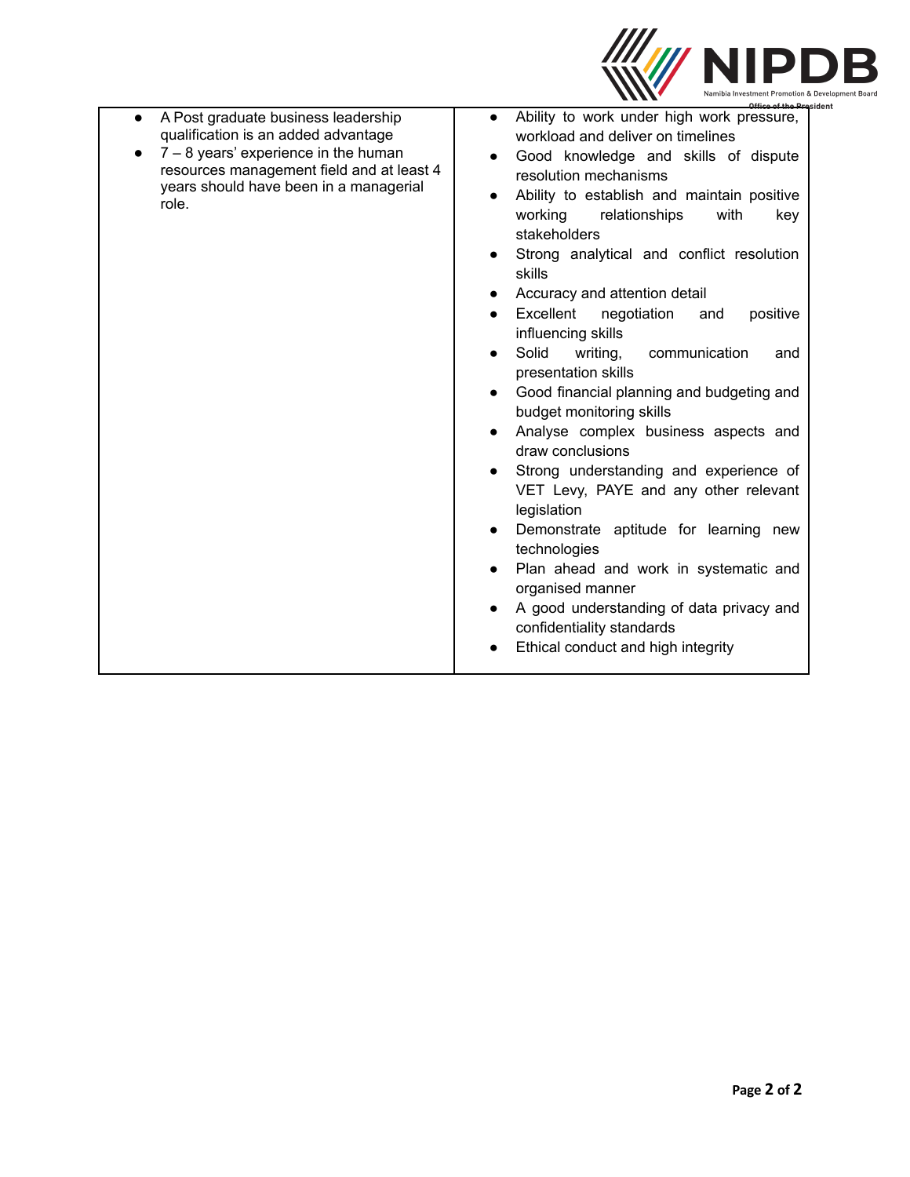| | |
|---|---|
| • A Post graduate business leadership qualification is an added advantage<br>• 7 – 8 years' experience in the human resources management field and at least 4 years should have been in a managerial role. | • Ability to work under high work pressure, workload and deliver on timelines<br>• Good knowledge and skills of dispute resolution mechanisms<br>• Ability to establish and maintain positive working relationships with key stakeholders<br>• Strong analytical and conflict resolution skills<br>• Accuracy and attention detail<br>• Excellent negotiation and positive influencing skills<br>• Solid writing, communication and presentation skills<br>• Good financial planning and budgeting and budget monitoring skills<br>• Analyse complex business aspects and draw conclusions<br>• Strong understanding and experience of VET Levy, PAYE and any other relevant legislation<br>• Demonstrate aptitude for learning new technologies<br>• Plan ahead and work in systematic and organised manner<br>• A good understanding of data privacy and confidentiality standards<br>• Ethical conduct and high integrity |